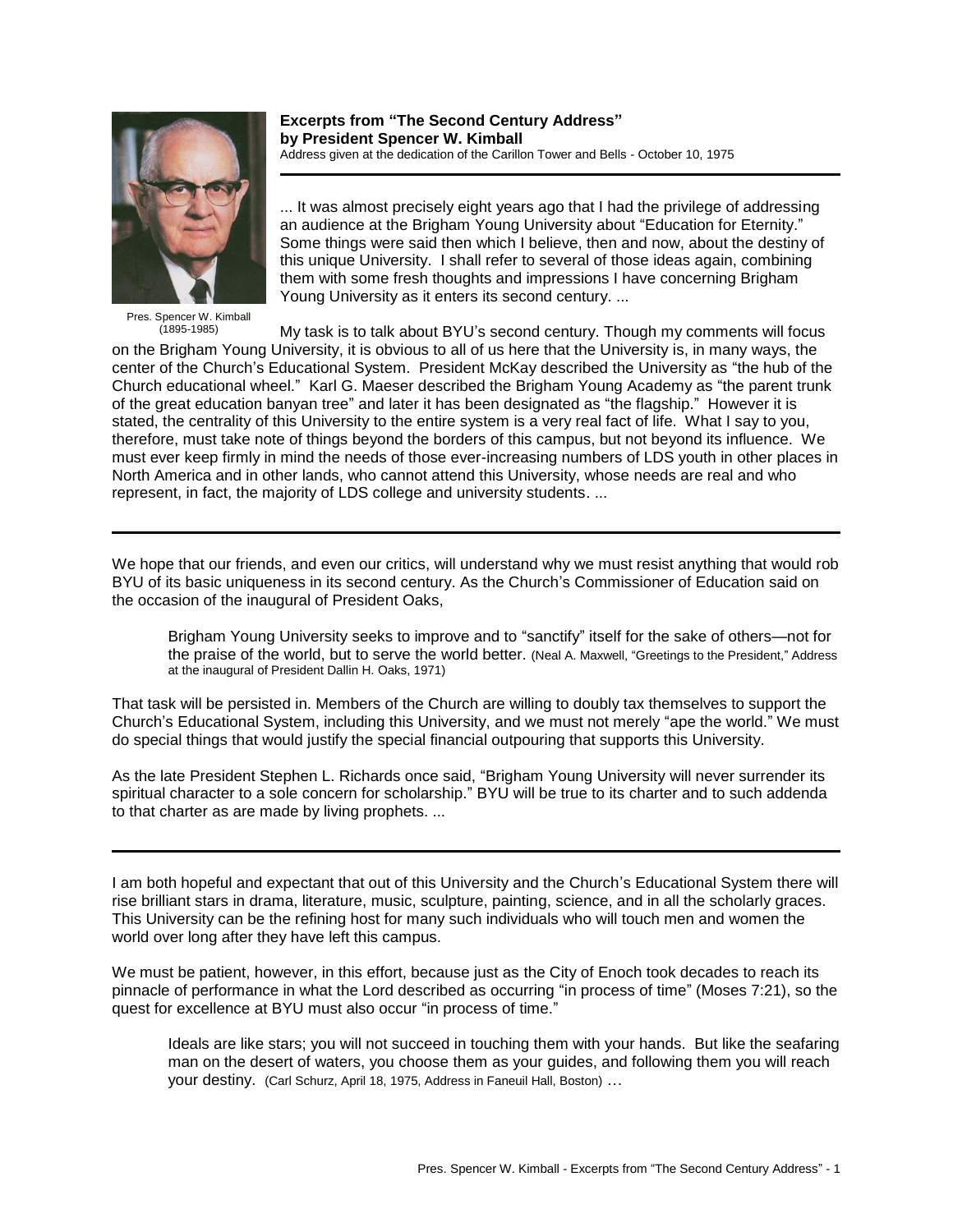**Excerpts from "The Second Century Address"**
**by President Spencer W. Kimball**
Address given at the dedication of the Carillon Tower and Bells - October 10, 1975

Pres. Spencer W. Kimball
(1895-1985)

---

... It was almost precisely eight years ago that I had the privilege of addressing an audience at the Brigham Young University about "Education for Eternity." Some things were said then which I believe, then and now, about the destiny of this unique University. I shall refer to several of those ideas again, combining them with some fresh thoughts and impressions I have concerning Brigham Young University as it enters its second century. ...

My task is to talk about BYU's second century. Though my comments will focus on the Brigham Young University, it is obvious to all of us here that the University is, in many ways, the center of the Church's Educational System. President McKay described the University as "the hub of the Church educational wheel." Karl G. Maeser described the Brigham Young Academy as "the parent trunk of the great education banyan tree" and later it has been designated as "the flagship." However it is stated, the centrality of this University to the entire system is a very real fact of life. What I say to you, therefore, must take note of things beyond the borders of this campus, but not beyond its influence. We must ever keep firmly in mind the needs of those ever-increasing numbers of LDS youth in other places in North America and in other lands, who cannot attend this University, whose needs are real and who represent, in fact, the majority of LDS college and university students. ...

---

We hope that our friends, and even our critics, will understand why we must resist anything that would rob BYU of its basic uniqueness in its second century. As the Church's Commissioner of Education said on the occasion of the inaugural of President Oaks,

> Brigham Young University seeks to improve and to "sanctify" itself for the sake of others—not for the praise of the world, but to serve the world better. (Neal A. Maxwell, "Greetings to the President," Address at the inaugural of President Dallin H. Oaks, 1971)

That task will be persisted in. Members of the Church are willing to doubly tax themselves to support the Church's Educational System, including this University, and we must not merely "ape the world." We must do special things that would justify the special financial outpouring that supports this University.

As the late President Stephen L. Richards once said, "Brigham Young University will never surrender its spiritual character to a sole concern for scholarship." BYU will be true to its charter and to such addenda to that charter as are made by living prophets. ...

---

I am both hopeful and expectant that out of this University and the Church's Educational System there will rise brilliant stars in drama, literature, music, sculpture, painting, science, and in all the scholarly graces. This University can be the refining host for many such individuals who will touch men and women the world over long after they have left this campus.

We must be patient, however, in this effort, because just as the City of Enoch took decades to reach its pinnacle of performance in what the Lord described as occurring "in process of time" (Moses 7:21), so the quest for excellence at BYU must also occur "in process of time."

> Ideals are like stars; you will not succeed in touching them with your hands. But like the seafaring man on the desert of waters, you choose them as your guides, and following them you will reach your destiny. (Carl Schurz, April 18, 1975, Address in Faneuil Hall, Boston) …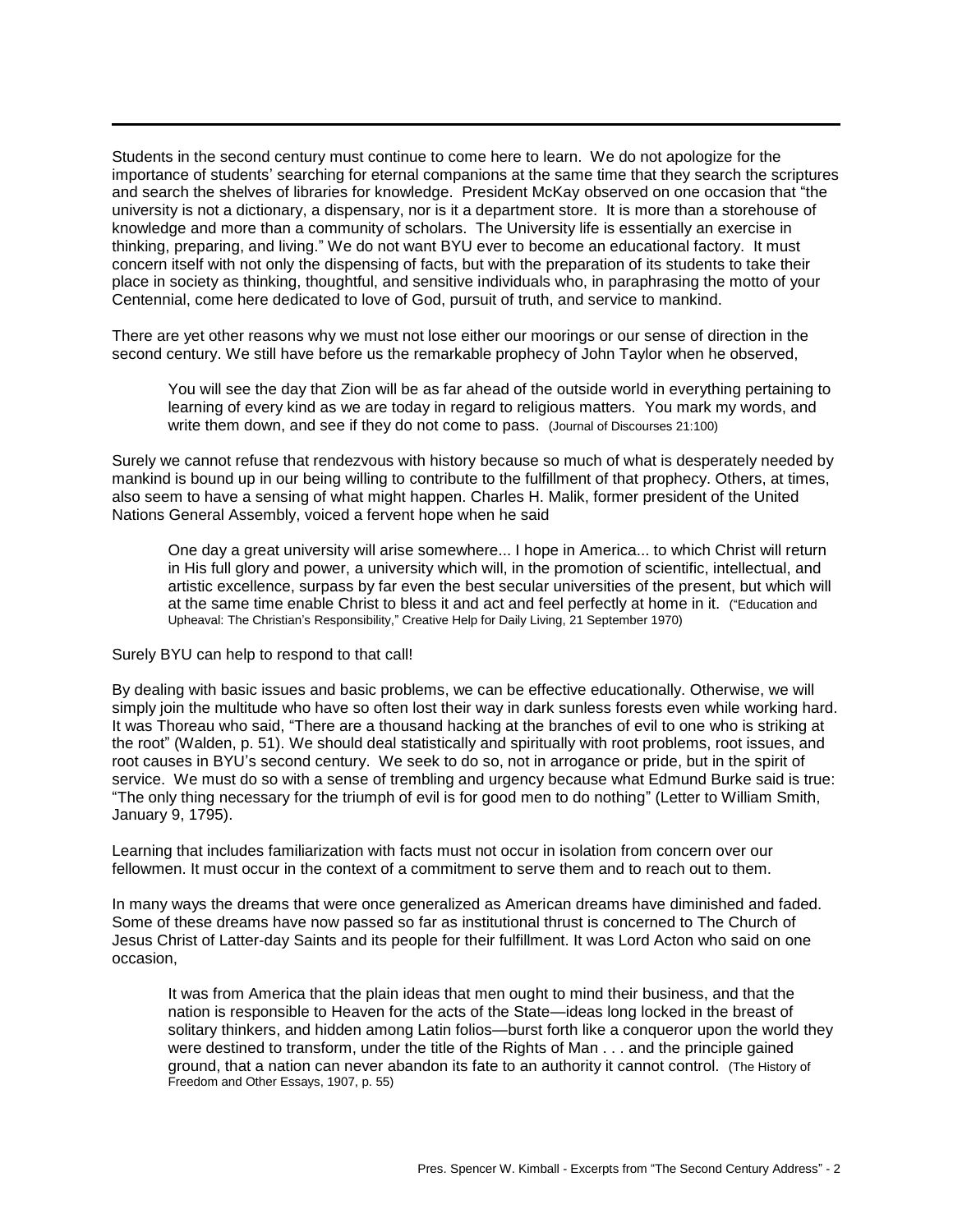Students in the second century must continue to come here to learn. We do not apologize for the importance of students' searching for eternal companions at the same time that they search the scriptures and search the shelves of libraries for knowledge. President McKay observed on one occasion that "the university is not a dictionary, a dispensary, nor is it a department store. It is more than a storehouse of knowledge and more than a community of scholars. The University life is essentially an exercise in thinking, preparing, and living." We do not want BYU ever to become an educational factory. It must concern itself with not only the dispensing of facts, but with the preparation of its students to take their place in society as thinking, thoughtful, and sensitive individuals who, in paraphrasing the motto of your Centennial, come here dedicated to love of God, pursuit of truth, and service to mankind.

There are yet other reasons why we must not lose either our moorings or our sense of direction in the second century. We still have before us the remarkable prophecy of John Taylor when he observed,

> You will see the day that Zion will be as far ahead of the outside world in everything pertaining to learning of every kind as we are today in regard to religious matters. You mark my words, and write them down, and see if they do not come to pass. (Journal of Discourses 21:100)

Surely we cannot refuse that rendezvous with history because so much of what is desperately needed by mankind is bound up in our being willing to contribute to the fulfillment of that prophecy. Others, at times, also seem to have a sensing of what might happen. Charles H. Malik, former president of the United Nations General Assembly, voiced a fervent hope when he said

> One day a great university will arise somewhere... I hope in America... to which Christ will return in His full glory and power, a university which will, in the promotion of scientific, intellectual, and artistic excellence, surpass by far even the best secular universities of the present, but which will at the same time enable Christ to bless it and act and feel perfectly at home in it. ("Education and Upheaval: The Christian's Responsibility," Creative Help for Daily Living, 21 September 1970)

Surely BYU can help to respond to that call!

By dealing with basic issues and basic problems, we can be effective educationally. Otherwise, we will simply join the multitude who have so often lost their way in dark sunless forests even while working hard. It was Thoreau who said, "There are a thousand hacking at the branches of evil to one who is striking at the root" (Walden, p. 51). We should deal statistically and spiritually with root problems, root issues, and root causes in BYU's second century. We seek to do so, not in arrogance or pride, but in the spirit of service. We must do so with a sense of trembling and urgency because what Edmund Burke said is true: "The only thing necessary for the triumph of evil is for good men to do nothing" (Letter to William Smith, January 9, 1795).

Learning that includes familiarization with facts must not occur in isolation from concern over our fellowmen. It must occur in the context of a commitment to serve them and to reach out to them.

In many ways the dreams that were once generalized as American dreams have diminished and faded. Some of these dreams have now passed so far as institutional thrust is concerned to The Church of Jesus Christ of Latter-day Saints and its people for their fulfillment. It was Lord Acton who said on one occasion,

> It was from America that the plain ideas that men ought to mind their business, and that the nation is responsible to Heaven for the acts of the State—ideas long locked in the breast of solitary thinkers, and hidden among Latin folios—burst forth like a conqueror upon the world they were destined to transform, under the title of the Rights of Man . . . and the principle gained ground, that a nation can never abandon its fate to an authority it cannot control. (The History of Freedom and Other Essays, 1907, p. 55)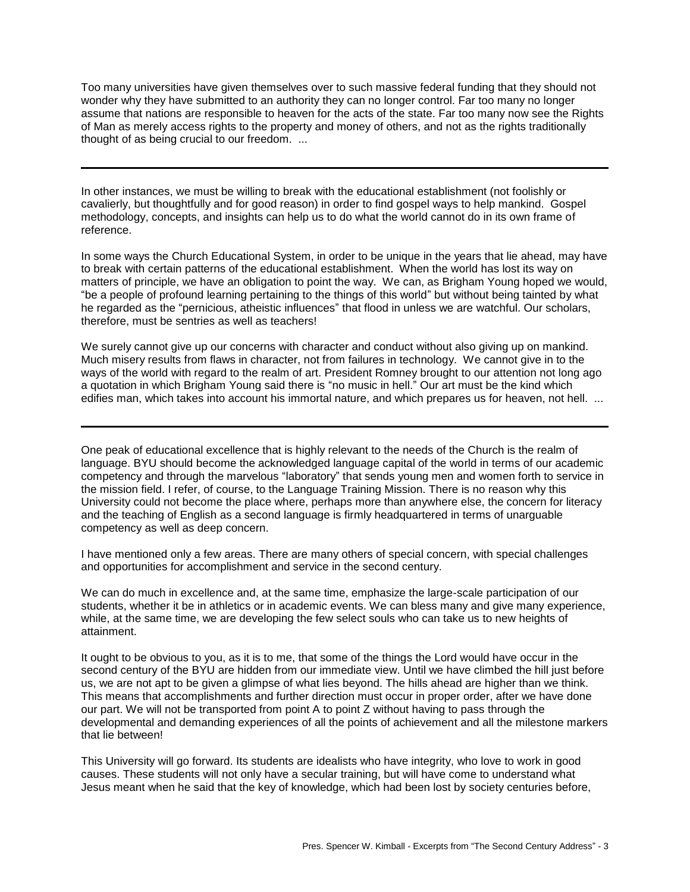Too many universities have given themselves over to such massive federal funding that they should not wonder why they have submitted to an authority they can no longer control. Far too many no longer assume that nations are responsible to heaven for the acts of the state. Far too many now see the Rights of Man as merely access rights to the property and money of others, and not as the rights traditionally thought of as being crucial to our freedom. ...

---

In other instances, we must be willing to break with the educational establishment (not foolishly or cavalierly, but thoughtfully and for good reason) in order to find gospel ways to help mankind. Gospel methodology, concepts, and insights can help us to do what the world cannot do in its own frame of reference.

In some ways the Church Educational System, in order to be unique in the years that lie ahead, may have to break with certain patterns of the educational establishment. When the world has lost its way on matters of principle, we have an obligation to point the way. We can, as Brigham Young hoped we would, "be a people of profound learning pertaining to the things of this world" but without being tainted by what he regarded as the "pernicious, atheistic influences" that flood in unless we are watchful. Our scholars, therefore, must be sentries as well as teachers!

We surely cannot give up our concerns with character and conduct without also giving up on mankind. Much misery results from flaws in character, not from failures in technology. We cannot give in to the ways of the world with regard to the realm of art. President Romney brought to our attention not long ago a quotation in which Brigham Young said there is "no music in hell." Our art must be the kind which edifies man, which takes into account his immortal nature, and which prepares us for heaven, not hell. ...

---

One peak of educational excellence that is highly relevant to the needs of the Church is the realm of language. BYU should become the acknowledged language capital of the world in terms of our academic competency and through the marvelous "laboratory" that sends young men and women forth to service in the mission field. I refer, of course, to the Language Training Mission. There is no reason why this University could not become the place where, perhaps more than anywhere else, the concern for literacy and the teaching of English as a second language is firmly headquartered in terms of unarguable competency as well as deep concern.

I have mentioned only a few areas. There are many others of special concern, with special challenges and opportunities for accomplishment and service in the second century.

We can do much in excellence and, at the same time, emphasize the large-scale participation of our students, whether it be in athletics or in academic events. We can bless many and give many experience, while, at the same time, we are developing the few select souls who can take us to new heights of attainment.

It ought to be obvious to you, as it is to me, that some of the things the Lord would have occur in the second century of the BYU are hidden from our immediate view. Until we have climbed the hill just before us, we are not apt to be given a glimpse of what lies beyond. The hills ahead are higher than we think. This means that accomplishments and further direction must occur in proper order, after we have done our part. We will not be transported from point A to point Z without having to pass through the developmental and demanding experiences of all the points of achievement and all the milestone markers that lie between!

This University will go forward. Its students are idealists who have integrity, who love to work in good causes. These students will not only have a secular training, but will have come to understand what Jesus meant when he said that the key of knowledge, which had been lost by society centuries before,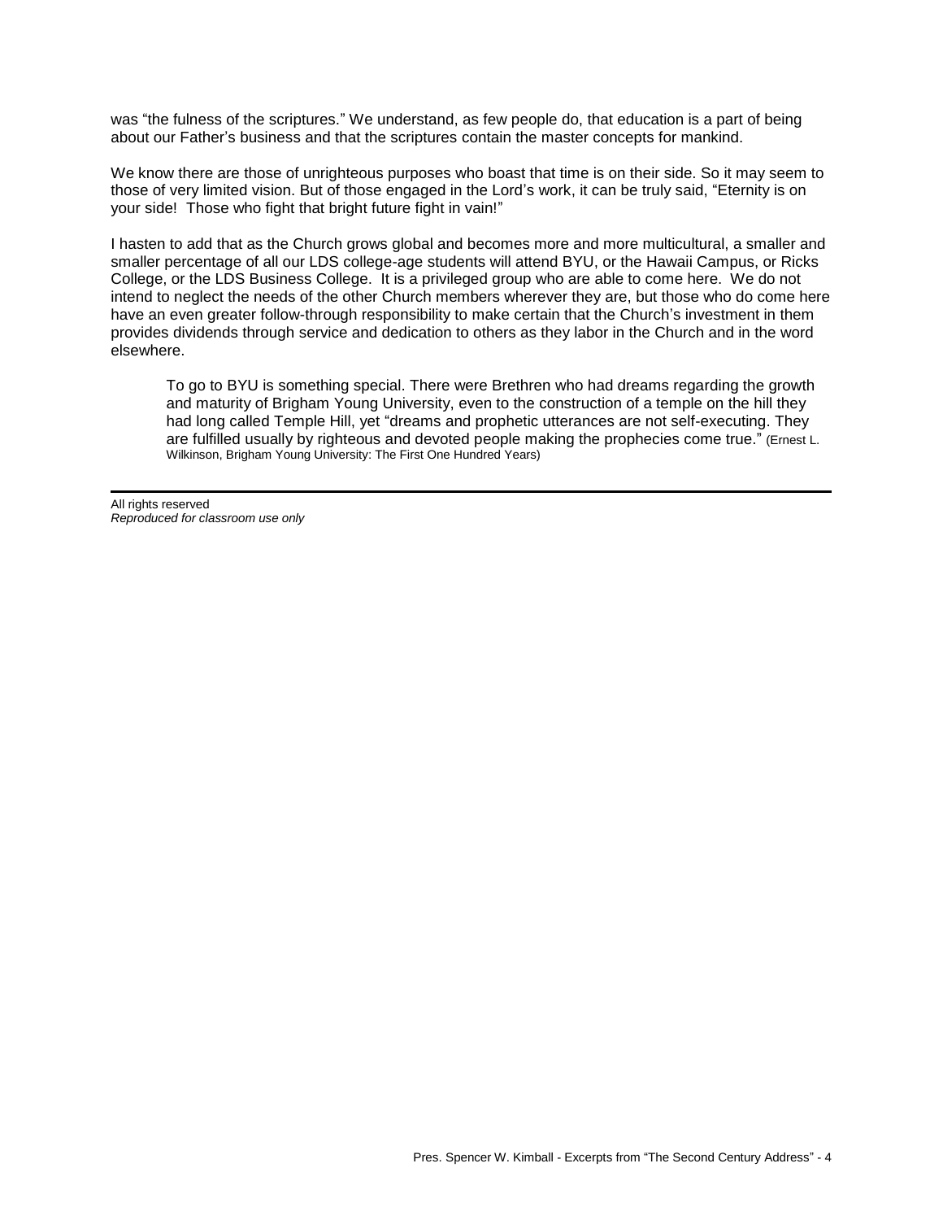was "the fulness of the scriptures." We understand, as few people do, that education is a part of being about our Father's business and that the scriptures contain the master concepts for mankind.

We know there are those of unrighteous purposes who boast that time is on their side. So it may seem to those of very limited vision. But of those engaged in the Lord's work, it can be truly said, "Eternity is on your side! Those who fight that bright future fight in vain!"

I hasten to add that as the Church grows global and becomes more and more multicultural, a smaller and smaller percentage of all our LDS college-age students will attend BYU, or the Hawaii Campus, or Ricks College, or the LDS Business College. It is a privileged group who are able to come here. We do not intend to neglect the needs of the other Church members wherever they are, but those who do come here have an even greater follow-through responsibility to make certain that the Church's investment in them provides dividends through service and dedication to others as they labor in the Church and in the word elsewhere.

> To go to BYU is something special. There were Brethren who had dreams regarding the growth and maturity of Brigham Young University, even to the construction of a temple on the hill they had long called Temple Hill, yet "dreams and prophetic utterances are not self-executing. They are fulfilled usually by righteous and devoted people making the prophecies come true." (Ernest L. Wilkinson, Brigham Young University: The First One Hundred Years)

---

All rights reserved
*Reproduced for classroom use only*